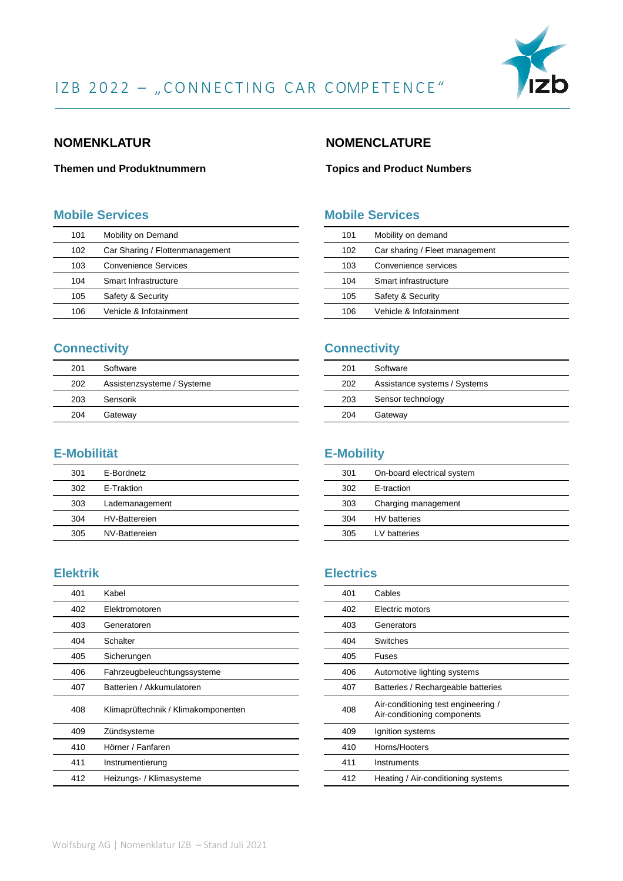# IZB 2022 – „CONNECTING CAR COMPETENCE"

## NOMENKLATUR

**Themen und Produktnummern**

### Mobile Services

| | |
|---|---|
| 101 | Mobility on Demand |
| 102 | Car Sharing / Flottenmanagement |
| 103 | Convenience Services |
| 104 | Smart Infrastructure |
| 105 | Safety & Security |
| 106 | Vehicle & Infotainment |

### Connectivity

| | |
|---|---|
| 201 | Software |
| 202 | Assistenzsysteme / Systeme |
| 203 | Sensorik |
| 204 | Gateway |

### E-Mobilität

| | |
|---|---|
| 301 | E-Bordnetz |
| 302 | E-Traktion |
| 303 | Lademanagement |
| 304 | HV-Battereien |
| 305 | NV-Battereien |

### Elektrik

| | |
|---|---|
| 401 | Kabel |
| 402 | Elektromotoren |
| 403 | Generatoren |
| 404 | Schalter |
| 405 | Sicherungen |
| 406 | Fahrzeugbeleuchtungssysteme |
| 407 | Batterien / Akkumulatoren |
| 408 | Klimaprüftechnik / Klimakomponenten |
| 409 | Zündsysteme |
| 410 | Hörner / Fanfaren |
| 411 | Instrumentierung |
| 412 | Heizungs- / Klimasysteme |

## NOMENCLATURE

**Topics and Product Numbers**

### Mobile Services

| | |
|---|---|
| 101 | Mobility on demand |
| 102 | Car sharing / Fleet management |
| 103 | Convenience services |
| 104 | Smart infrastructure |
| 105 | Safety & Security |
| 106 | Vehicle & Infotainment |

### Connectivity

| | |
|---|---|
| 201 | Software |
| 202 | Assistance systems / Systems |
| 203 | Sensor technology |
| 204 | Gateway |

### E-Mobility

| | |
|---|---|
| 301 | On-board electrical system |
| 302 | E-traction |
| 303 | Charging management |
| 304 | HV batteries |
| 305 | LV batteries |

### Electrics

| | |
|---|---|
| 401 | Cables |
| 402 | Electric motors |
| 403 | Generators |
| 404 | Switches |
| 405 | Fuses |
| 406 | Automotive lighting systems |
| 407 | Batteries / Rechargeable batteries |
| 408 | Air-conditioning test engineering / Air-conditioning components |
| 409 | Ignition systems |
| 410 | Horns/Hooters |
| 411 | Instruments |
| 412 | Heating / Air-conditioning systems |

Wolfsburg AG | Nomenklatur IZB – Stand Juli 2021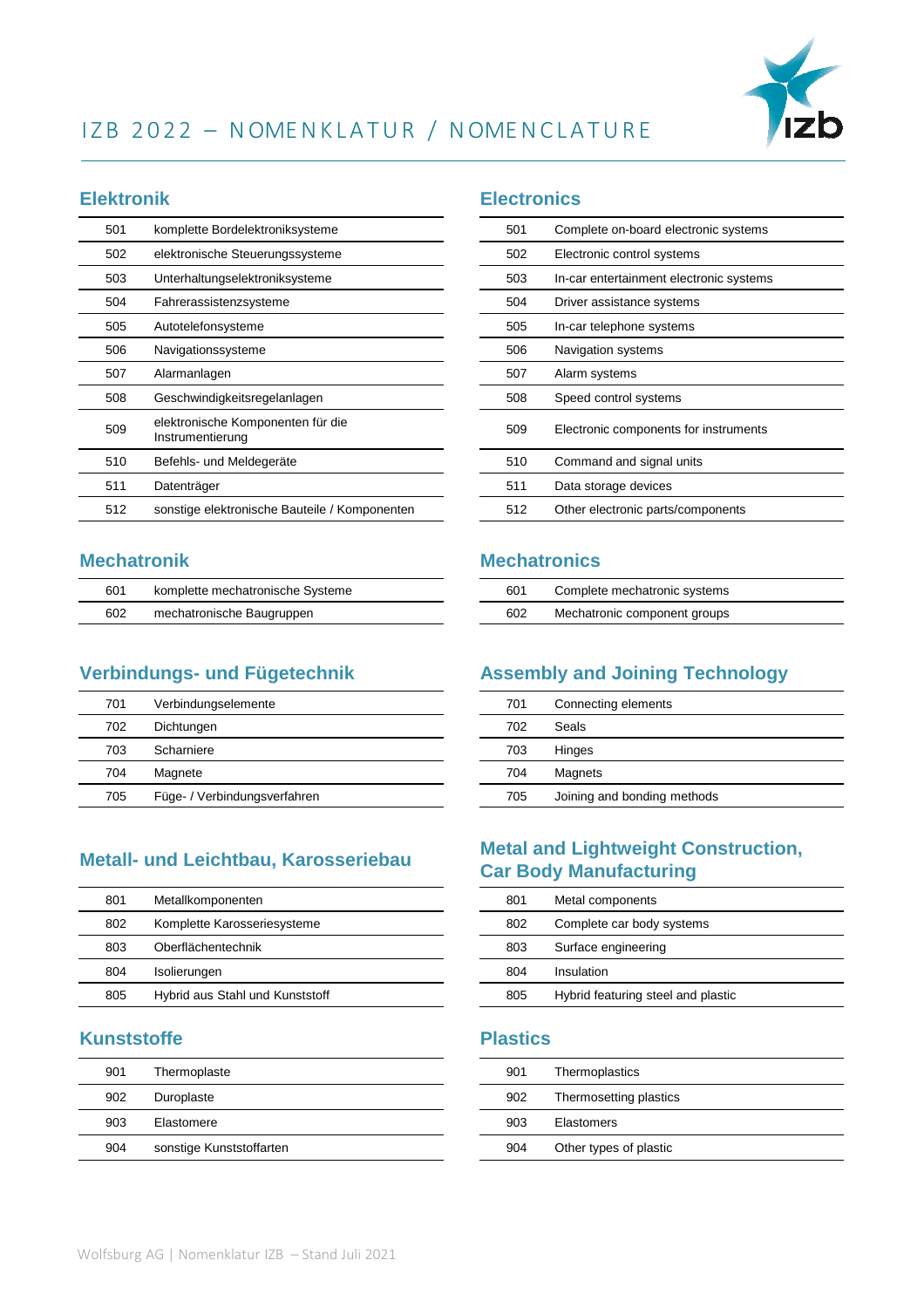# IZB 2022 – NOMENKLATUR / NOMENCLATURE

## Elektronik

| | |
|---|---|
| 501 | komplette Bordelektroniksysteme |
| 502 | elektronische Steuerungssysteme |
| 503 | Unterhaltungselektroniksysteme |
| 504 | Fahrerassistenzsysteme |
| 505 | Autotelefonsysteme |
| 506 | Navigationssysteme |
| 507 | Alarmanlagen |
| 508 | Geschwindigkeitsregelanlagen |
| 509 | elektronische Komponenten für die Instrumentierung |
| 510 | Befehls- und Meldegeräte |
| 511 | Datenträger |
| 512 | sonstige elektronische Bauteile / Komponenten |

## Electronics

| | |
|---|---|
| 501 | Complete on-board electronic systems |
| 502 | Electronic control systems |
| 503 | In-car entertainment electronic systems |
| 504 | Driver assistance systems |
| 505 | In-car telephone systems |
| 506 | Navigation systems |
| 507 | Alarm systems |
| 508 | Speed control systems |
| 509 | Electronic components for instruments |
| 510 | Command and signal units |
| 511 | Data storage devices |
| 512 | Other electronic parts/components |

## Mechatronik

| | |
|---|---|
| 601 | komplette mechatronische Systeme |
| 602 | mechatronische Baugruppen |

## Mechatronics

| | |
|---|---|
| 601 | Complete mechatronic systems |
| 602 | Mechatronic component groups |

## Verbindungs- und Fügetechnik

| | |
|---|---|
| 701 | Verbindungselemente |
| 702 | Dichtungen |
| 703 | Scharniere |
| 704 | Magnete |
| 705 | Füge- / Verbindungsverfahren |

## Assembly and Joining Technology

| | |
|---|---|
| 701 | Connecting elements |
| 702 | Seals |
| 703 | Hinges |
| 704 | Magnets |
| 705 | Joining and bonding methods |

## Metall- und Leichtbau, Karosseriebau

| | |
|---|---|
| 801 | Metallkomponenten |
| 802 | Komplette Karosseriesysteme |
| 803 | Oberflächentechnik |
| 804 | Isolierungen |
| 805 | Hybrid aus Stahl und Kunststoff |

## Metal and Lightweight Construction, Car Body Manufacturing

| | |
|---|---|
| 801 | Metal components |
| 802 | Complete car body systems |
| 803 | Surface engineering |
| 804 | Insulation |
| 805 | Hybrid featuring steel and plastic |

## Kunststoffe

| | |
|---|---|
| 901 | Thermoplaste |
| 902 | Duroplaste |
| 903 | Elastomere |
| 904 | sonstige Kunststoffarten |

## Plastics

| | |
|---|---|
| 901 | Thermoplastics |
| 902 | Thermosetting plastics |
| 903 | Elastomers |
| 904 | Other types of plastic |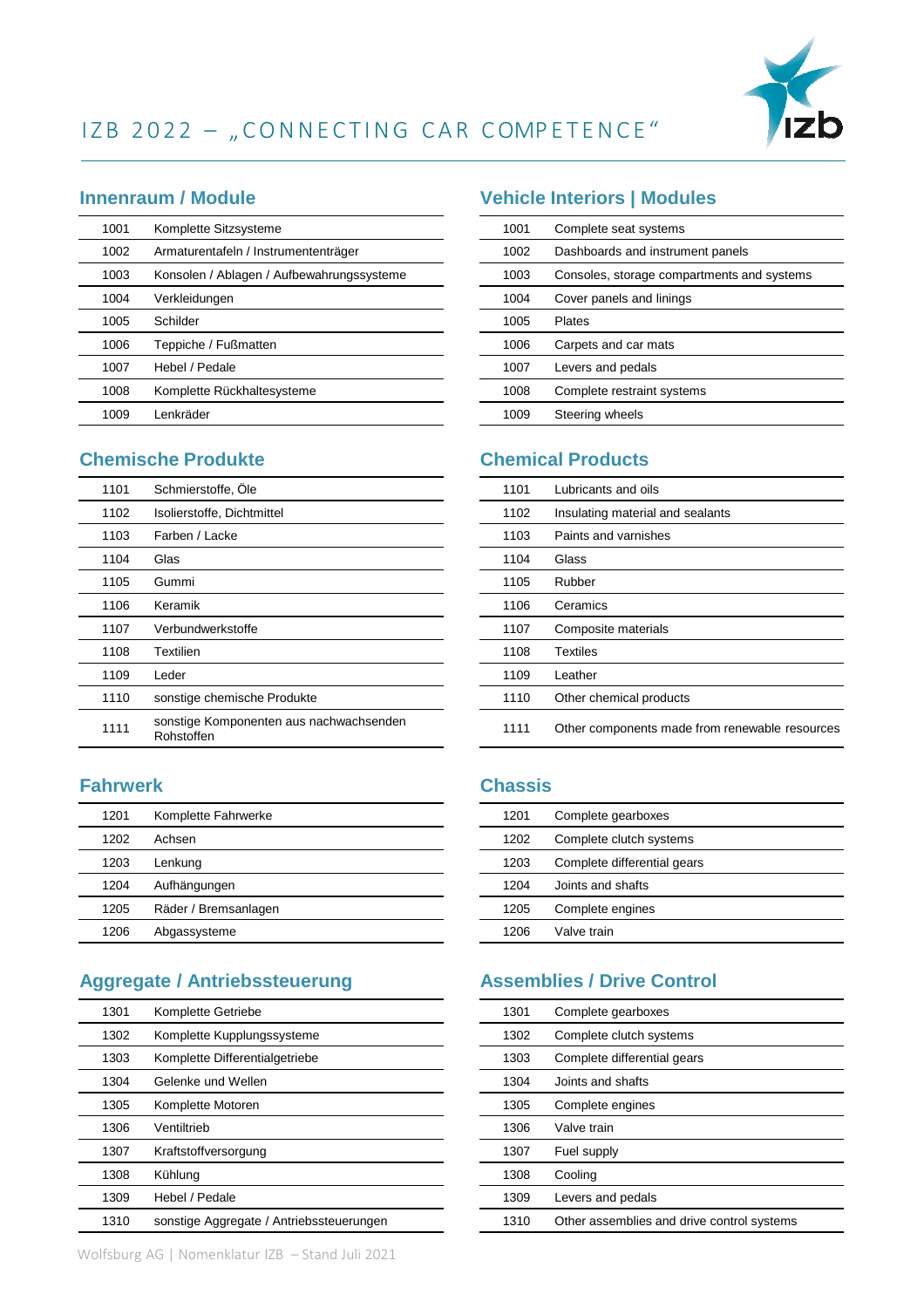# IZB 2022 – „CONNECTING CAR COMPETENCE"

## Innenraum / Module

| | |
|---|---|
| 1001 | Komplette Sitzsysteme |
| 1002 | Armaturentafeln / Instrumententräger |
| 1003 | Konsolen / Ablagen / Aufbewahrungssysteme |
| 1004 | Verkleidungen |
| 1005 | Schilder |
| 1006 | Teppiche / Fußmatten |
| 1007 | Hebel / Pedale |
| 1008 | Komplette Rückhaltesysteme |
| 1009 | Lenkräder |

## Vehicle Interiors | Modules

| | |
|---|---|
| 1001 | Complete seat systems |
| 1002 | Dashboards and instrument panels |
| 1003 | Consoles, storage compartments and systems |
| 1004 | Cover panels and linings |
| 1005 | Plates |
| 1006 | Carpets and car mats |
| 1007 | Levers and pedals |
| 1008 | Complete restraint systems |
| 1009 | Steering wheels |

## Chemische Produkte

| | |
|---|---|
| 1101 | Schmierstoffe, Öle |
| 1102 | Isolierstoffe, Dichtmittel |
| 1103 | Farben / Lacke |
| 1104 | Glas |
| 1105 | Gummi |
| 1106 | Keramik |
| 1107 | Verbundwerkstoffe |
| 1108 | Textilien |
| 1109 | Leder |
| 1110 | sonstige chemische Produkte |
| 1111 | sonstige Komponenten aus nachwachsenden Rohstoffen |

## Chemical Products

| | |
|---|---|
| 1101 | Lubricants and oils |
| 1102 | Insulating material and sealants |
| 1103 | Paints and varnishes |
| 1104 | Glass |
| 1105 | Rubber |
| 1106 | Ceramics |
| 1107 | Composite materials |
| 1108 | Textiles |
| 1109 | Leather |
| 1110 | Other chemical products |
| 1111 | Other components made from renewable resources |

## Fahrwerk

| | |
|---|---|
| 1201 | Komplette Fahrwerke |
| 1202 | Achsen |
| 1203 | Lenkung |
| 1204 | Aufhängungen |
| 1205 | Räder / Bremsanlagen |
| 1206 | Abgassysteme |

## Chassis

| | |
|---|---|
| 1201 | Complete gearboxes |
| 1202 | Complete clutch systems |
| 1203 | Complete differential gears |
| 1204 | Joints and shafts |
| 1205 | Complete engines |
| 1206 | Valve train |

## Aggregate / Antriebssteuerung

| | |
|---|---|
| 1301 | Komplette Getriebe |
| 1302 | Komplette Kupplungssysteme |
| 1303 | Komplette Differentialgetriebe |
| 1304 | Gelenke und Wellen |
| 1305 | Komplette Motoren |
| 1306 | Ventiltrieb |
| 1307 | Kraftstoffversorgung |
| 1308 | Kühlung |
| 1309 | Hebel / Pedale |
| 1310 | sonstige Aggregate / Antriebssteuerungen |

## Assemblies / Drive Control

| | |
|---|---|
| 1301 | Complete gearboxes |
| 1302 | Complete clutch systems |
| 1303 | Complete differential gears |
| 1304 | Joints and shafts |
| 1305 | Complete engines |
| 1306 | Valve train |
| 1307 | Fuel supply |
| 1308 | Cooling |
| 1309 | Levers and pedals |
| 1310 | Other assemblies and drive control systems |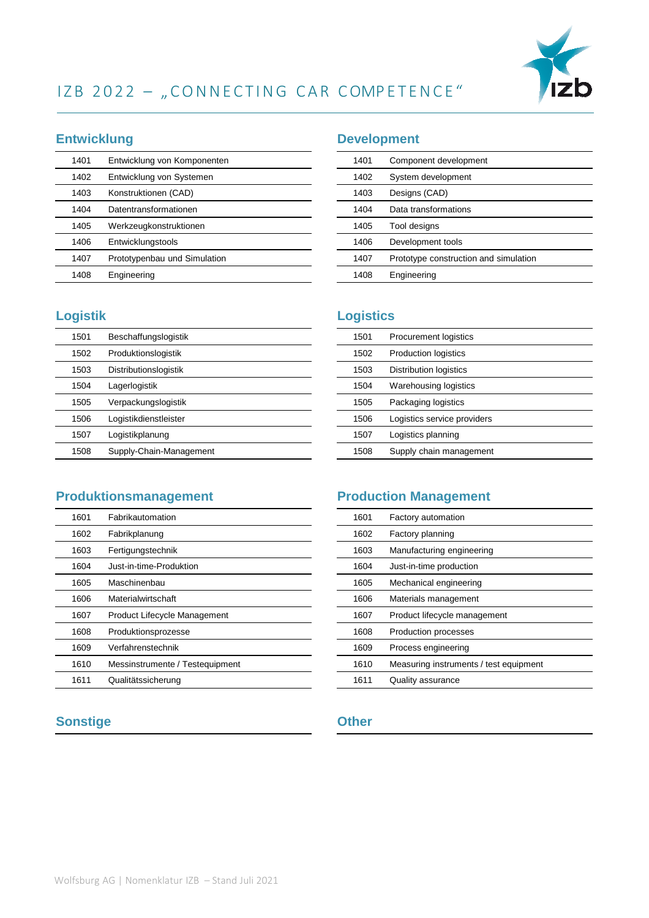# IZB 2022 – „CONNECTING CAR COMPETENCE"

## Entwicklung

| | |
|---|---|
| 1401 | Entwicklung von Komponenten |
| 1402 | Entwicklung von Systemen |
| 1403 | Konstruktionen (CAD) |
| 1404 | Datentransformationen |
| 1405 | Werkzeugkonstruktionen |
| 1406 | Entwicklungstools |
| 1407 | Prototypenbau und Simulation |
| 1408 | Engineering |

## Development

| | |
|---|---|
| 1401 | Component development |
| 1402 | System development |
| 1403 | Designs (CAD) |
| 1404 | Data transformations |
| 1405 | Tool designs |
| 1406 | Development tools |
| 1407 | Prototype construction and simulation |
| 1408 | Engineering |

## Logistik

| | |
|---|---|
| 1501 | Beschaffungslogistik |
| 1502 | Produktionslogistik |
| 1503 | Distributionslogistik |
| 1504 | Lagerlogistik |
| 1505 | Verpackungslogistik |
| 1506 | Logistikdienstleister |
| 1507 | Logistikplanung |
| 1508 | Supply-Chain-Management |

## Logistics

| | |
|---|---|
| 1501 | Procurement logistics |
| 1502 | Production logistics |
| 1503 | Distribution logistics |
| 1504 | Warehousing logistics |
| 1505 | Packaging logistics |
| 1506 | Logistics service providers |
| 1507 | Logistics planning |
| 1508 | Supply chain management |

## Produktionsmanagement

| | |
|---|---|
| 1601 | Fabrikautomation |
| 1602 | Fabrikplanung |
| 1603 | Fertigungstechnik |
| 1604 | Just-in-time-Produktion |
| 1605 | Maschinenbau |
| 1606 | Materialwirtschaft |
| 1607 | Product Lifecycle Management |
| 1608 | Produktionsprozesse |
| 1609 | Verfahrenstechnik |
| 1610 | Messinstrumente / Testequipment |
| 1611 | Qualitätssicherung |

## Production Management

| | |
|---|---|
| 1601 | Factory automation |
| 1602 | Factory planning |
| 1603 | Manufacturing engineering |
| 1604 | Just-in-time production |
| 1605 | Mechanical engineering |
| 1606 | Materials management |
| 1607 | Product lifecycle management |
| 1608 | Production processes |
| 1609 | Process engineering |
| 1610 | Measuring instruments / test equipment |
| 1611 | Quality assurance |

## Sonstige

## Other